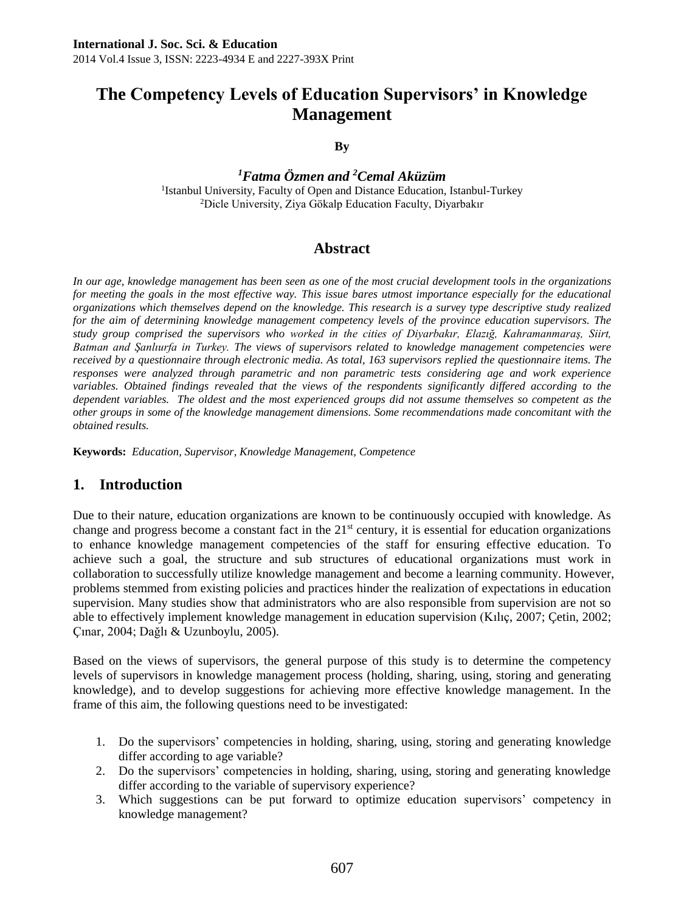# The Competency Levels of Education Supervisors' in Knowledge Management

**By**

***[1]Fatma Özmen and [2]Cemal Aküzüm***

[1]Istanbul University, Faculty of Open and Distance Education, Istanbul-Turkey
[2]Dicle University, Ziya Gökalp Education Faculty, Diyarbakır

## Abstract

*In our age, knowledge management has been seen as one of the most crucial development tools in the organizations for meeting the goals in the most effective way. This issue bares utmost importance especially for the educational organizations which themselves depend on the knowledge. This research is a survey type descriptive study realized for the aim of determining knowledge management competency levels of the province education supervisors. The study group comprised the supervisors who worked in the cities of Diyarbakır, Elazığ, Kahramanmaraş, Siirt, Batman and Şanlıurfa in Turkey. The views of supervisors related to knowledge management competencies were received by a questionnaire through electronic media. As total, 163 supervisors replied the questionnaire items. The responses were analyzed through parametric and non parametric tests considering age and work experience variables. Obtained findings revealed that the views of the respondents significantly differed according to the dependent variables. The oldest and the most experienced groups did not assume themselves so competent as the other groups in some of the knowledge management dimensions. Some recommendations made concomitant with the obtained results.*

**Keywords:** *Education, Supervisor, Knowledge Management, Competence*

## 1. Introduction

Due to their nature, education organizations are known to be continuously occupied with knowledge. As change and progress become a constant fact in the 21st century, it is essential for education organizations to enhance knowledge management competencies of the staff for ensuring effective education. To achieve such a goal, the structure and sub structures of educational organizations must work in collaboration to successfully utilize knowledge management and become a learning community. However, problems stemmed from existing policies and practices hinder the realization of expectations in education supervision. Many studies show that administrators who are also responsible from supervision are not so able to effectively implement knowledge management in education supervision (Kılıç, 2007; Çetin, 2002; Çınar, 2004; Dağlı & Uzunboylu, 2005).

Based on the views of supervisors, the general purpose of this study is to determine the competency levels of supervisors in knowledge management process (holding, sharing, using, storing and generating knowledge), and to develop suggestions for achieving more effective knowledge management. In the frame of this aim, the following questions need to be investigated:

1. Do the supervisors' competencies in holding, sharing, using, storing and generating knowledge differ according to age variable?
2. Do the supervisors' competencies in holding, sharing, using, storing and generating knowledge differ according to the variable of supervisory experience?
3. Which suggestions can be put forward to optimize education supervisors' competency in knowledge management?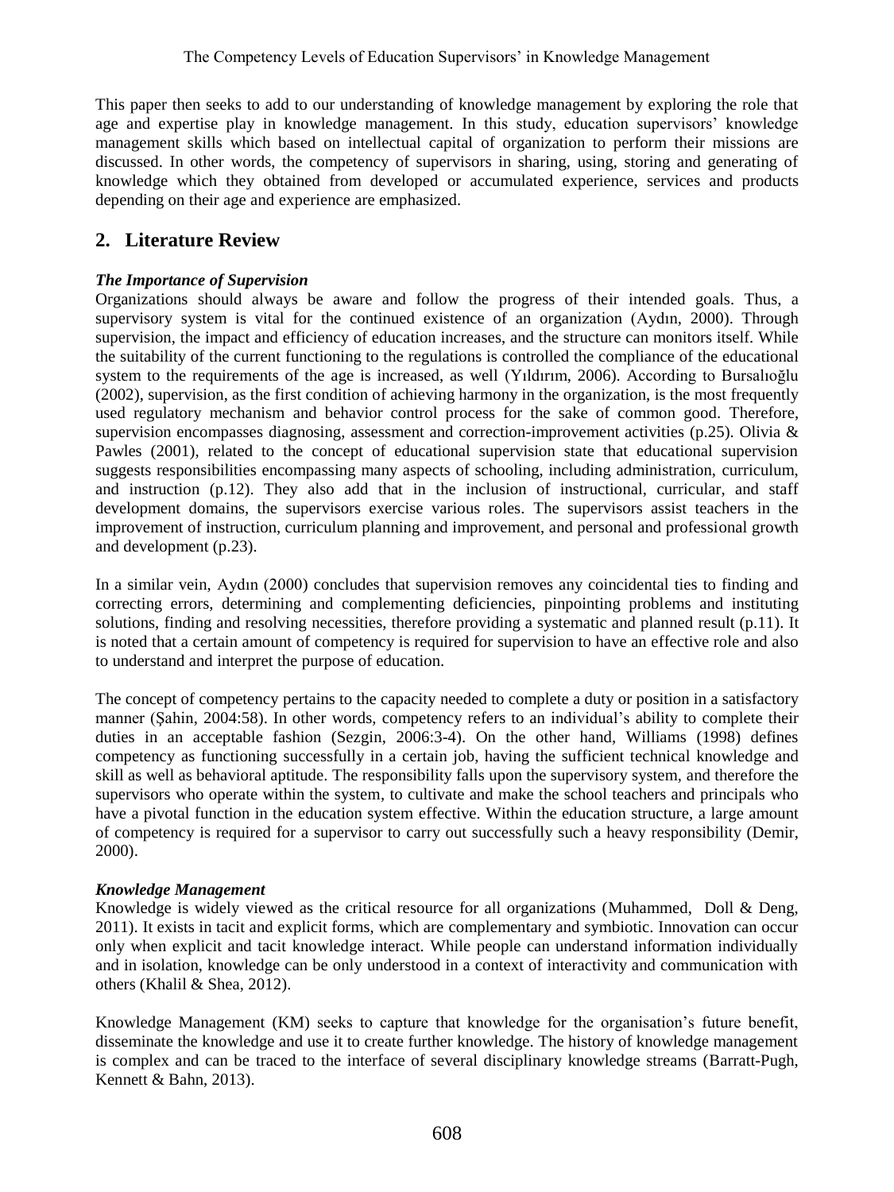This paper then seeks to add to our understanding of knowledge management by exploring the role that age and expertise play in knowledge management. In this study, education supervisors' knowledge management skills which based on intellectual capital of organization to perform their missions are discussed. In other words, the competency of supervisors in sharing, using, storing and generating of knowledge which they obtained from developed or accumulated experience, services and products depending on their age and experience are emphasized.

## 2. Literature Review

### *The Importance of Supervision*

Organizations should always be aware and follow the progress of their intended goals. Thus, a supervisory system is vital for the continued existence of an organization (Aydın, 2000). Through supervision, the impact and efficiency of education increases, and the structure can monitors itself. While the suitability of the current functioning to the regulations is controlled the compliance of the educational system to the requirements of the age is increased, as well (Yıldırım, 2006). According to Bursalıoğlu (2002), supervision, as the first condition of achieving harmony in the organization, is the most frequently used regulatory mechanism and behavior control process for the sake of common good. Therefore, supervision encompasses diagnosing, assessment and correction-improvement activities (p.25). Olivia & Pawles (2001), related to the concept of educational supervision state that educational supervision suggests responsibilities encompassing many aspects of schooling, including administration, curriculum, and instruction (p.12). They also add that in the inclusion of instructional, curricular, and staff development domains, the supervisors exercise various roles. The supervisors assist teachers in the improvement of instruction, curriculum planning and improvement, and personal and professional growth and development (p.23).

In a similar vein, Aydın (2000) concludes that supervision removes any coincidental ties to finding and correcting errors, determining and complementing deficiencies, pinpointing problems and instituting solutions, finding and resolving necessities, therefore providing a systematic and planned result (p.11). It is noted that a certain amount of competency is required for supervision to have an effective role and also to understand and interpret the purpose of education.

The concept of competency pertains to the capacity needed to complete a duty or position in a satisfactory manner (Şahin, 2004:58). In other words, competency refers to an individual's ability to complete their duties in an acceptable fashion (Sezgin, 2006:3-4). On the other hand, Williams (1998) defines competency as functioning successfully in a certain job, having the sufficient technical knowledge and skill as well as behavioral aptitude. The responsibility falls upon the supervisory system, and therefore the supervisors who operate within the system, to cultivate and make the school teachers and principals who have a pivotal function in the education system effective. Within the education structure, a large amount of competency is required for a supervisor to carry out successfully such a heavy responsibility (Demir, 2000).

### *Knowledge Management*

Knowledge is widely viewed as the critical resource for all organizations (Muhammed, Doll & Deng, 2011). It exists in tacit and explicit forms, which are complementary and symbiotic. Innovation can occur only when explicit and tacit knowledge interact. While people can understand information individually and in isolation, knowledge can be only understood in a context of interactivity and communication with others (Khalil & Shea, 2012).

Knowledge Management (KM) seeks to capture that knowledge for the organisation's future benefit, disseminate the knowledge and use it to create further knowledge. The history of knowledge management is complex and can be traced to the interface of several disciplinary knowledge streams (Barratt-Pugh, Kennett & Bahn, 2013).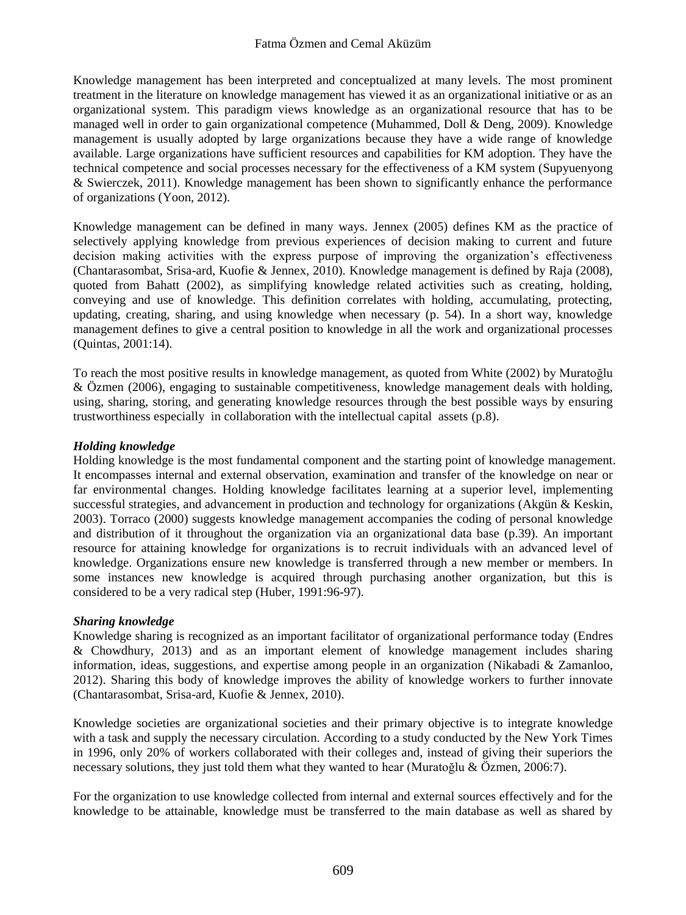Knowledge management has been interpreted and conceptualized at many levels. The most prominent treatment in the literature on knowledge management has viewed it as an organizational initiative or as an organizational system. This paradigm views knowledge as an organizational resource that has to be managed well in order to gain organizational competence (Muhammed, Doll & Deng, 2009). Knowledge management is usually adopted by large organizations because they have a wide range of knowledge available. Large organizations have sufficient resources and capabilities for KM adoption. They have the technical competence and social processes necessary for the effectiveness of a KM system (Supyuenyong & Swierczek, 2011). Knowledge management has been shown to significantly enhance the performance of organizations (Yoon, 2012).

Knowledge management can be defined in many ways. Jennex (2005) defines KM as the practice of selectively applying knowledge from previous experiences of decision making to current and future decision making activities with the express purpose of improving the organization's effectiveness (Chantarasombat, Srisa-ard, Kuofie & Jennex, 2010). Knowledge management is defined by Raja (2008), quoted from Bahatt (2002), as simplifying knowledge related activities such as creating, holding, conveying and use of knowledge. This definition correlates with holding, accumulating, protecting, updating, creating, sharing, and using knowledge when necessary (p. 54). In a short way, knowledge management defines to give a central position to knowledge in all the work and organizational processes (Quintas, 2001:14).

To reach the most positive results in knowledge management, as quoted from White (2002) by Muratoğlu & Özmen (2006), engaging to sustainable competitiveness, knowledge management deals with holding, using, sharing, storing, and generating knowledge resources through the best possible ways by ensuring trustworthiness especially in collaboration with the intellectual capital assets (p.8).

***Holding knowledge***

Holding knowledge is the most fundamental component and the starting point of knowledge management. It encompasses internal and external observation, examination and transfer of the knowledge on near or far environmental changes. Holding knowledge facilitates learning at a superior level, implementing successful strategies, and advancement in production and technology for organizations (Akgün & Keskin, 2003). Torraco (2000) suggests knowledge management accompanies the coding of personal knowledge and distribution of it throughout the organization via an organizational data base (p.39). An important resource for attaining knowledge for organizations is to recruit individuals with an advanced level of knowledge. Organizations ensure new knowledge is transferred through a new member or members. In some instances new knowledge is acquired through purchasing another organization, but this is considered to be a very radical step (Huber, 1991:96-97).

***Sharing knowledge***

Knowledge sharing is recognized as an important facilitator of organizational performance today (Endres & Chowdhury, 2013) and as an important element of knowledge management includes sharing information, ideas, suggestions, and expertise among people in an organization (Nikabadi & Zamanloo, 2012). Sharing this body of knowledge improves the ability of knowledge workers to further innovate (Chantarasombat, Srisa-ard, Kuofie & Jennex, 2010).

Knowledge societies are organizational societies and their primary objective is to integrate knowledge with a task and supply the necessary circulation. According to a study conducted by the New York Times in 1996, only 20% of workers collaborated with their colleges and, instead of giving their superiors the necessary solutions, they just told them what they wanted to hear (Muratoğlu & Özmen, 2006:7).

For the organization to use knowledge collected from internal and external sources effectively and for the knowledge to be attainable, knowledge must be transferred to the main database as well as shared by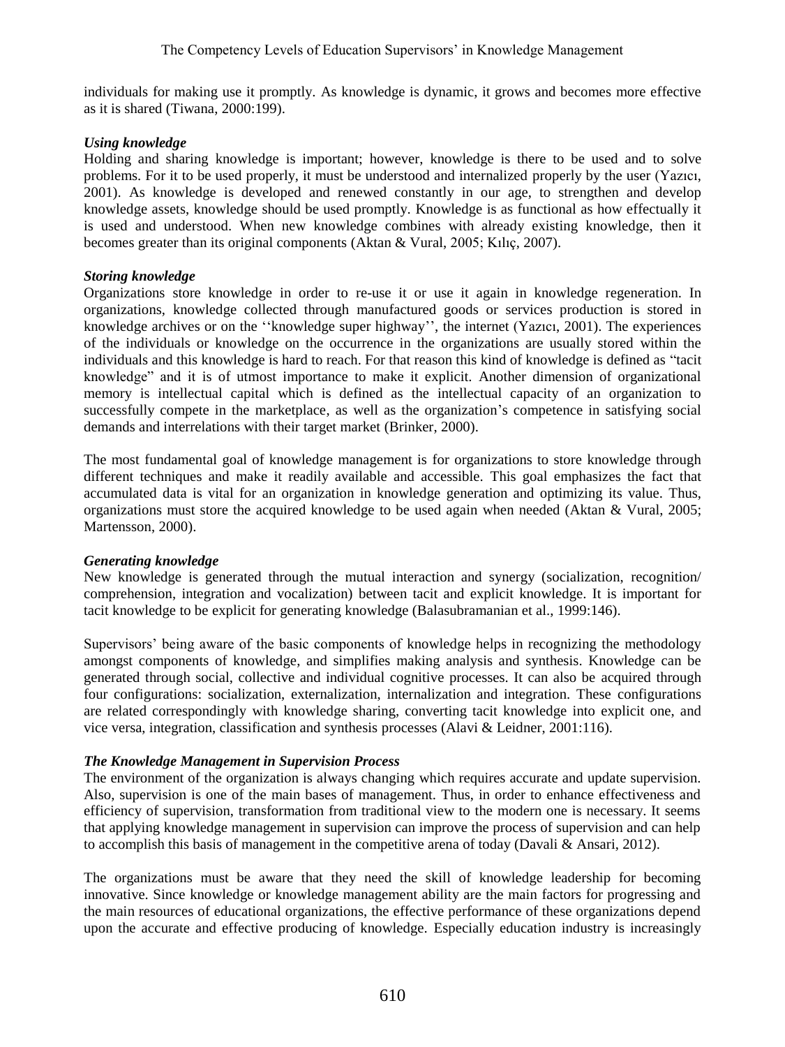individuals for making use it promptly. As knowledge is dynamic, it grows and becomes more effective as it is shared (Tiwana, 2000:199).

### *Using knowledge*

Holding and sharing knowledge is important; however, knowledge is there to be used and to solve problems. For it to be used properly, it must be understood and internalized properly by the user (Yazıcı, 2001). As knowledge is developed and renewed constantly in our age, to strengthen and develop knowledge assets, knowledge should be used promptly. Knowledge is as functional as how effectually it is used and understood. When new knowledge combines with already existing knowledge, then it becomes greater than its original components (Aktan & Vural, 2005; Kılıç, 2007).

### *Storing knowledge*

Organizations store knowledge in order to re-use it or use it again in knowledge regeneration. In organizations, knowledge collected through manufactured goods or services production is stored in knowledge archives or on the ''knowledge super highway'', the internet (Yazıcı, 2001). The experiences of the individuals or knowledge on the occurrence in the organizations are usually stored within the individuals and this knowledge is hard to reach. For that reason this kind of knowledge is defined as "tacit knowledge" and it is of utmost importance to make it explicit. Another dimension of organizational memory is intellectual capital which is defined as the intellectual capacity of an organization to successfully compete in the marketplace, as well as the organization's competence in satisfying social demands and interrelations with their target market (Brinker, 2000).

The most fundamental goal of knowledge management is for organizations to store knowledge through different techniques and make it readily available and accessible. This goal emphasizes the fact that accumulated data is vital for an organization in knowledge generation and optimizing its value. Thus, organizations must store the acquired knowledge to be used again when needed (Aktan & Vural, 2005; Martensson, 2000).

### *Generating knowledge*

New knowledge is generated through the mutual interaction and synergy (socialization, recognition/ comprehension, integration and vocalization) between tacit and explicit knowledge. It is important for tacit knowledge to be explicit for generating knowledge (Balasubramanian et al., 1999:146).

Supervisors' being aware of the basic components of knowledge helps in recognizing the methodology amongst components of knowledge, and simplifies making analysis and synthesis. Knowledge can be generated through social, collective and individual cognitive processes. It can also be acquired through four configurations: socialization, externalization, internalization and integration. These configurations are related correspondingly with knowledge sharing, converting tacit knowledge into explicit one, and vice versa, integration, classification and synthesis processes (Alavi & Leidner, 2001:116).

### *The Knowledge Management in Supervision Process*

The environment of the organization is always changing which requires accurate and update supervision. Also, supervision is one of the main bases of management. Thus, in order to enhance effectiveness and efficiency of supervision, transformation from traditional view to the modern one is necessary. It seems that applying knowledge management in supervision can improve the process of supervision and can help to accomplish this basis of management in the competitive arena of today (Davali & Ansari, 2012).

The organizations must be aware that they need the skill of knowledge leadership for becoming innovative. Since knowledge or knowledge management ability are the main factors for progressing and the main resources of educational organizations, the effective performance of these organizations depend upon the accurate and effective producing of knowledge. Especially education industry is increasingly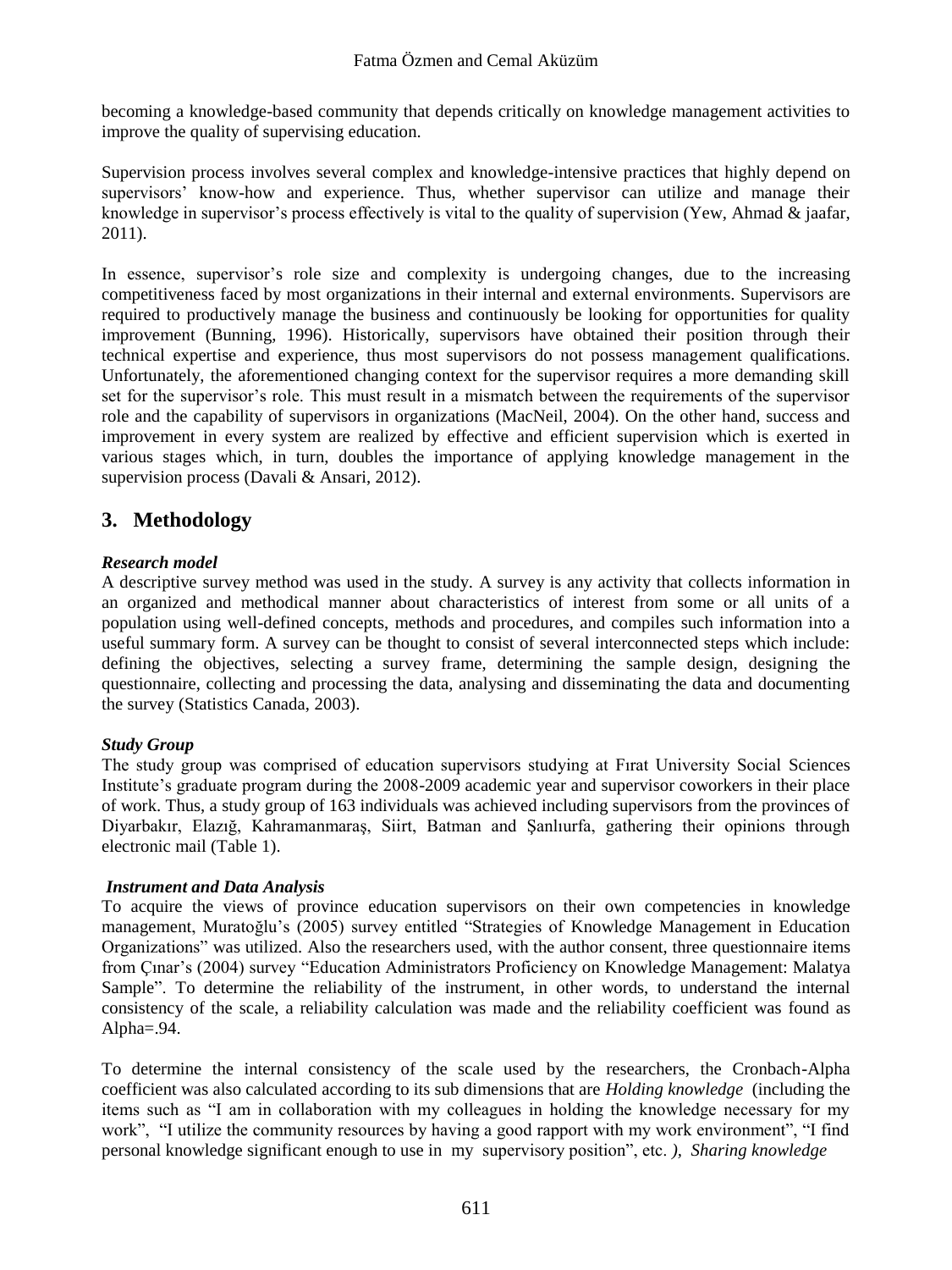becoming a knowledge-based community that depends critically on knowledge management activities to improve the quality of supervising education.

Supervision process involves several complex and knowledge-intensive practices that highly depend on supervisors' know-how and experience. Thus, whether supervisor can utilize and manage their knowledge in supervisor's process effectively is vital to the quality of supervision (Yew, Ahmad & jaafar, 2011).

In essence, supervisor's role size and complexity is undergoing changes, due to the increasing competitiveness faced by most organizations in their internal and external environments. Supervisors are required to productively manage the business and continuously be looking for opportunities for quality improvement (Bunning, 1996). Historically, supervisors have obtained their position through their technical expertise and experience, thus most supervisors do not possess management qualifications. Unfortunately, the aforementioned changing context for the supervisor requires a more demanding skill set for the supervisor's role. This must result in a mismatch between the requirements of the supervisor role and the capability of supervisors in organizations (MacNeil, 2004). On the other hand, success and improvement in every system are realized by effective and efficient supervision which is exerted in various stages which, in turn, doubles the importance of applying knowledge management in the supervision process (Davali & Ansari, 2012).

## 3. Methodology

***Research model***

A descriptive survey method was used in the study. A survey is any activity that collects information in an organized and methodical manner about characteristics of interest from some or all units of a population using well-defined concepts, methods and procedures, and compiles such information into a useful summary form. A survey can be thought to consist of several interconnected steps which include: defining the objectives, selecting a survey frame, determining the sample design, designing the questionnaire, collecting and processing the data, analysing and disseminating the data and documenting the survey (Statistics Canada, 2003).

***Study Group***

The study group was comprised of education supervisors studying at Fırat University Social Sciences Institute's graduate program during the 2008-2009 academic year and supervisor coworkers in their place of work. Thus, a study group of 163 individuals was achieved including supervisors from the provinces of Diyarbakır, Elazığ, Kahramanmaraş, Siirt, Batman and Şanlıurfa, gathering their opinions through electronic mail (Table 1).

***Instrument and Data Analysis***

To acquire the views of province education supervisors on their own competencies in knowledge management, Muratoğlu's (2005) survey entitled "Strategies of Knowledge Management in Education Organizations" was utilized. Also the researchers used, with the author consent, three questionnaire items from Çınar's (2004) survey "Education Administrators Proficiency on Knowledge Management: Malatya Sample". To determine the reliability of the instrument, in other words, to understand the internal consistency of the scale, a reliability calculation was made and the reliability coefficient was found as Alpha=.94.

To determine the internal consistency of the scale used by the researchers, the Cronbach-Alpha coefficient was also calculated according to its sub dimensions that are *Holding knowledge* (including the items such as "I am in collaboration with my colleagues in holding the knowledge necessary for my work", "I utilize the community resources by having a good rapport with my work environment", "I find personal knowledge significant enough to use in my supervisory position", etc. *), Sharing knowledge*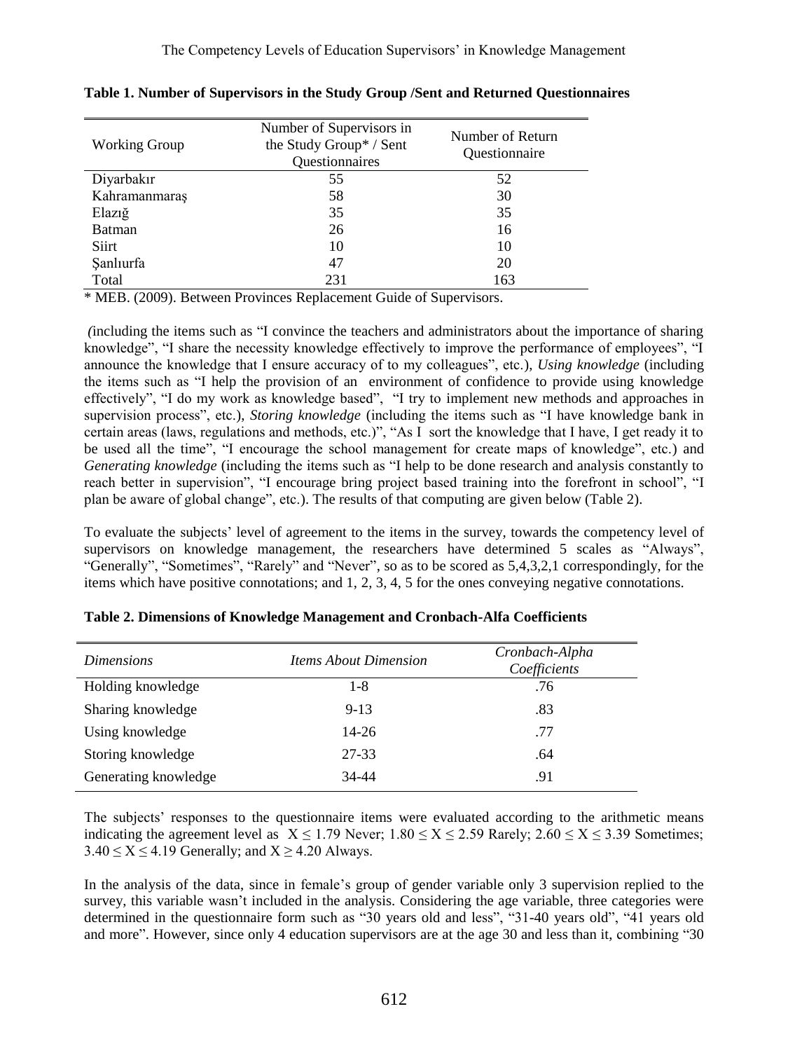**Table 1. Number of Supervisors in the Study Group /Sent and Returned Questionnaires**

| Working Group | Number of Supervisors in the Study Group* / Sent Questionnaires | Number of Return Questionnaire |
|---|---|---|
| Diyarbakır | 55 | 52 |
| Kahramanmaraş | 58 | 30 |
| Elazığ | 35 | 35 |
| Batman | 26 | 16 |
| Siirt | 10 | 10 |
| Şanlıurfa | 47 | 20 |
| Total | 231 | 163 |

\* MEB. (2009). Between Provinces Replacement Guide of Supervisors.

*(*including the items such as "I convince the teachers and administrators about the importance of sharing knowledge", "I share the necessity knowledge effectively to improve the performance of employees", "I announce the knowledge that I ensure accuracy of to my colleagues", etc.), *Using knowledge* (including the items such as "I help the provision of an environment of confidence to provide using knowledge effectively", "I do my work as knowledge based", "I try to implement new methods and approaches in supervision process", etc.), *Storing knowledge* (including the items such as "I have knowledge bank in certain areas (laws, regulations and methods, etc.)", "As I sort the knowledge that I have, I get ready it to be used all the time", "I encourage the school management for create maps of knowledge", etc.) and *Generating knowledge* (including the items such as "I help to be done research and analysis constantly to reach better in supervision", "I encourage bring project based training into the forefront in school", "I plan be aware of global change", etc.). The results of that computing are given below (Table 2).

To evaluate the subjects' level of agreement to the items in the survey, towards the competency level of supervisors on knowledge management, the researchers have determined 5 scales as "Always", "Generally", "Sometimes", "Rarely" and "Never", so as to be scored as 5,4,3,2,1 correspondingly, for the items which have positive connotations; and 1, 2, 3, 4, 5 for the ones conveying negative connotations.

**Table 2. Dimensions of Knowledge Management and Cronbach-Alfa Coefficients**

| *Dimensions* | *Items About Dimension* | *Cronbach-Alpha Coefficients* |
|---|---|---|
| Holding knowledge | 1-8 | .76 |
| Sharing knowledge | 9-13 | .83 |
| Using knowledge | 14-26 | .77 |
| Storing knowledge | 27-33 | .64 |
| Generating knowledge | 34-44 | .91 |

The subjects' responses to the questionnaire items were evaluated according to the arithmetic means indicating the agreement level as $X \leq 1.79$ Never; $1.80 \leq X \leq 2.59$ Rarely; $2.60 \leq X \leq 3.39$ Sometimes; $3.40 \leq X \leq 4.19$ Generally; and $X \geq 4.20$ Always.

In the analysis of the data, since in female's group of gender variable only 3 supervision replied to the survey, this variable wasn't included in the analysis. Considering the age variable, three categories were determined in the questionnaire form such as "30 years old and less", "31-40 years old", "41 years old and more". However, since only 4 education supervisors are at the age 30 and less than it, combining "30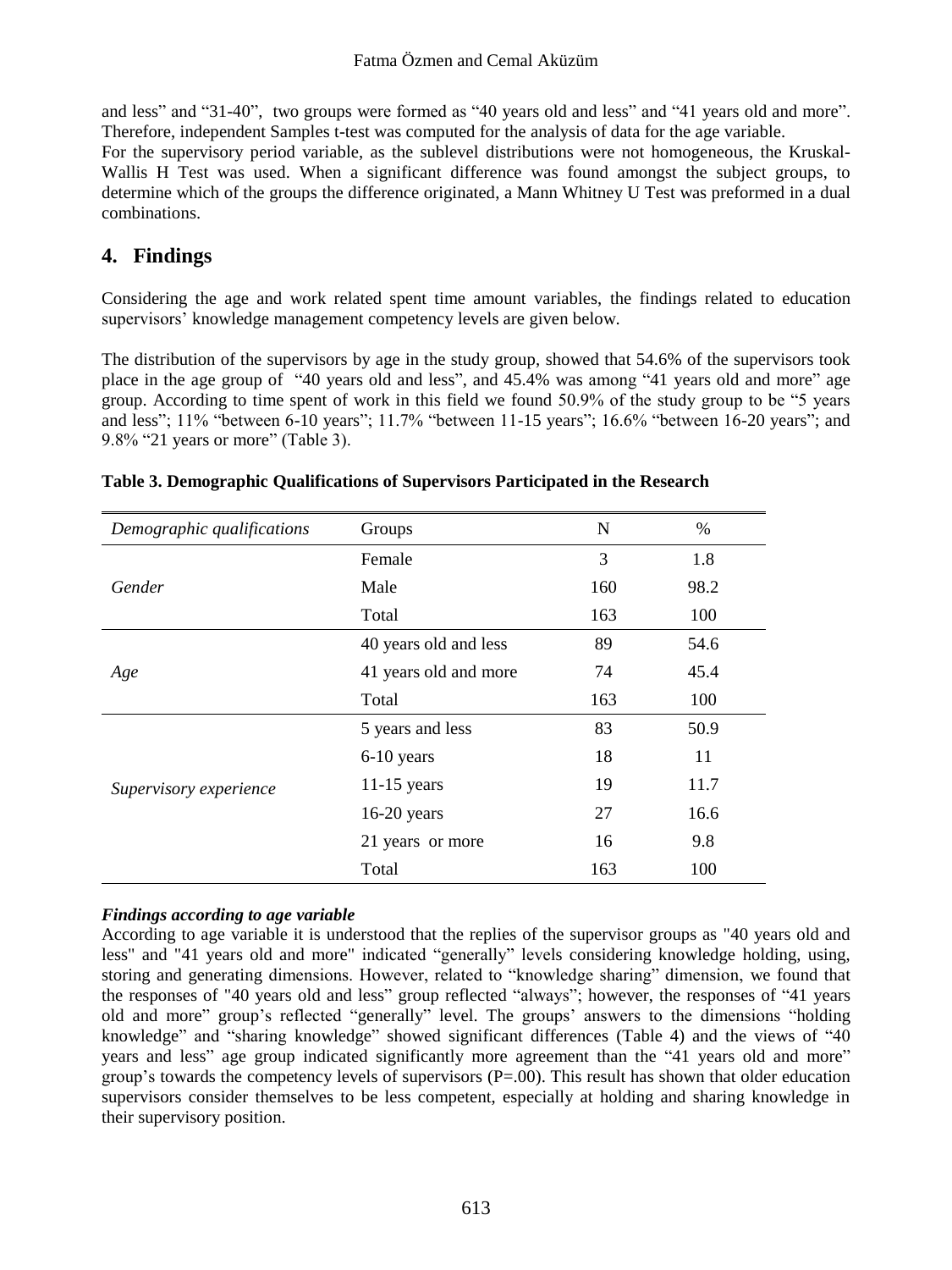and less" and "31-40", two groups were formed as "40 years old and less" and "41 years old and more". Therefore, independent Samples t-test was computed for the analysis of data for the age variable.
For the supervisory period variable, as the sublevel distributions were not homogeneous, the Kruskal-Wallis H Test was used. When a significant difference was found amongst the subject groups, to determine which of the groups the difference originated, a Mann Whitney U Test was preformed in a dual combinations.

## 4. Findings

Considering the age and work related spent time amount variables, the findings related to education supervisors' knowledge management competency levels are given below.

The distribution of the supervisors by age in the study group, showed that 54.6% of the supervisors took place in the age group of "40 years old and less", and 45.4% was among "41 years old and more" age group. According to time spent of work in this field we found 50.9% of the study group to be "5 years and less"; 11% "between 6-10 years"; 11.7% "between 11-15 years"; 16.6% "between 16-20 years"; and 9.8% "21 years or more" (Table 3).

**Table 3. Demographic Qualifications of Supervisors Participated in the Research**

| *Demographic qualifications* | Groups | N | % |
|---|---|---|---|
| *Gender* | Female | 3 | 1.8 |
| | Male | 160 | 98.2 |
| | Total | 163 | 100 |
| *Age* | 40 years old and less | 89 | 54.6 |
| | 41 years old and more | 74 | 45.4 |
| | Total | 163 | 100 |
| *Supervisory experience* | 5 years and less | 83 | 50.9 |
| | 6-10 years | 18 | 11 |
| | 11-15 years | 19 | 11.7 |
| | 16-20 years | 27 | 16.6 |
| | 21 years or more | 16 | 9.8 |
| | Total | 163 | 100 |

***Findings according to age variable***

According to age variable it is understood that the replies of the supervisor groups as "40 years old and less" and "41 years old and more" indicated "generally" levels considering knowledge holding, using, storing and generating dimensions. However, related to "knowledge sharing" dimension, we found that the responses of "40 years old and less" group reflected "always"; however, the responses of "41 years old and more" group's reflected "generally" level. The groups' answers to the dimensions "holding knowledge" and "sharing knowledge" showed significant differences (Table 4) and the views of "40 years and less" age group indicated significantly more agreement than the "41 years old and more" group's towards the competency levels of supervisors (P=.00). This result has shown that older education supervisors consider themselves to be less competent, especially at holding and sharing knowledge in their supervisory position.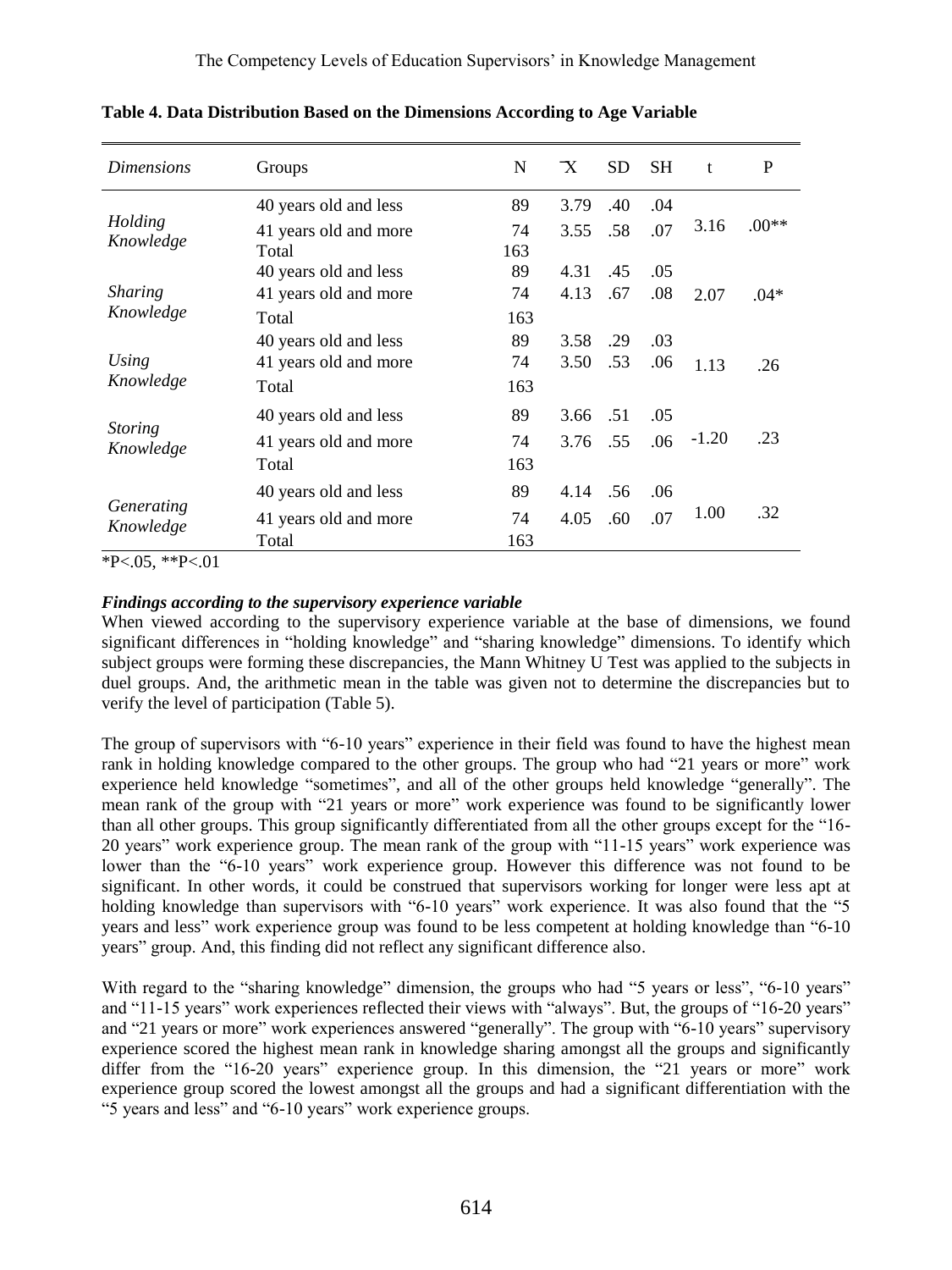**Table 4. Data Distribution Based on the Dimensions According to Age Variable**

| *Dimensions* | Groups | N | $\overline{X}$ | SD | SH | t | P |
|---|---|---|---|---|---|---|---|
| *Holding Knowledge* | 40 years old and less | 89 | 3.79 | .40 | .04 | 3.16 | .00** |
| | 41 years old and more | 74 | 3.55 | .58 | .07 | | |
| | Total | 163 | | | | | |
| *Sharing Knowledge* | 40 years old and less | 89 | 4.31 | .45 | .05 | 2.07 | .04* |
| | 41 years old and more | 74 | 4.13 | .67 | .08 | | |
| | Total | 163 | | | | | |
| *Using Knowledge* | 40 years old and less | 89 | 3.58 | .29 | .03 | 1.13 | .26 |
| | 41 years old and more | 74 | 3.50 | .53 | .06 | | |
| | Total | 163 | | | | | |
| *Storing Knowledge* | 40 years old and less | 89 | 3.66 | .51 | .05 | -1.20 | .23 |
| | 41 years old and more | 74 | 3.76 | .55 | .06 | | |
| | Total | 163 | | | | | |
| *Generating Knowledge* | 40 years old and less | 89 | 4.14 | .56 | .06 | 1.00 | .32 |
| | 41 years old and more | 74 | 4.05 | .60 | .07 | | |
| | Total | 163 | | | | | |

*P<.05, **P<.01

***Findings according to the supervisory experience variable***

When viewed according to the supervisory experience variable at the base of dimensions, we found significant differences in "holding knowledge" and "sharing knowledge" dimensions. To identify which subject groups were forming these discrepancies, the Mann Whitney U Test was applied to the subjects in duel groups. And, the arithmetic mean in the table was given not to determine the discrepancies but to verify the level of participation (Table 5).

The group of supervisors with "6-10 years" experience in their field was found to have the highest mean rank in holding knowledge compared to the other groups. The group who had "21 years or more" work experience held knowledge "sometimes", and all of the other groups held knowledge "generally". The mean rank of the group with "21 years or more" work experience was found to be significantly lower than all other groups. This group significantly differentiated from all the other groups except for the "16-20 years" work experience group. The mean rank of the group with "11-15 years" work experience was lower than the "6-10 years" work experience group. However this difference was not found to be significant. In other words, it could be construed that supervisors working for longer were less apt at holding knowledge than supervisors with "6-10 years" work experience. It was also found that the "5 years and less" work experience group was found to be less competent at holding knowledge than "6-10 years" group. And, this finding did not reflect any significant difference also.

With regard to the "sharing knowledge" dimension, the groups who had "5 years or less", "6-10 years" and "11-15 years" work experiences reflected their views with "always". But, the groups of "16-20 years" and "21 years or more" work experiences answered "generally". The group with "6-10 years" supervisory experience scored the highest mean rank in knowledge sharing amongst all the groups and significantly differ from the "16-20 years" experience group. In this dimension, the "21 years or more" work experience group scored the lowest amongst all the groups and had a significant differentiation with the "5 years and less" and "6-10 years" work experience groups.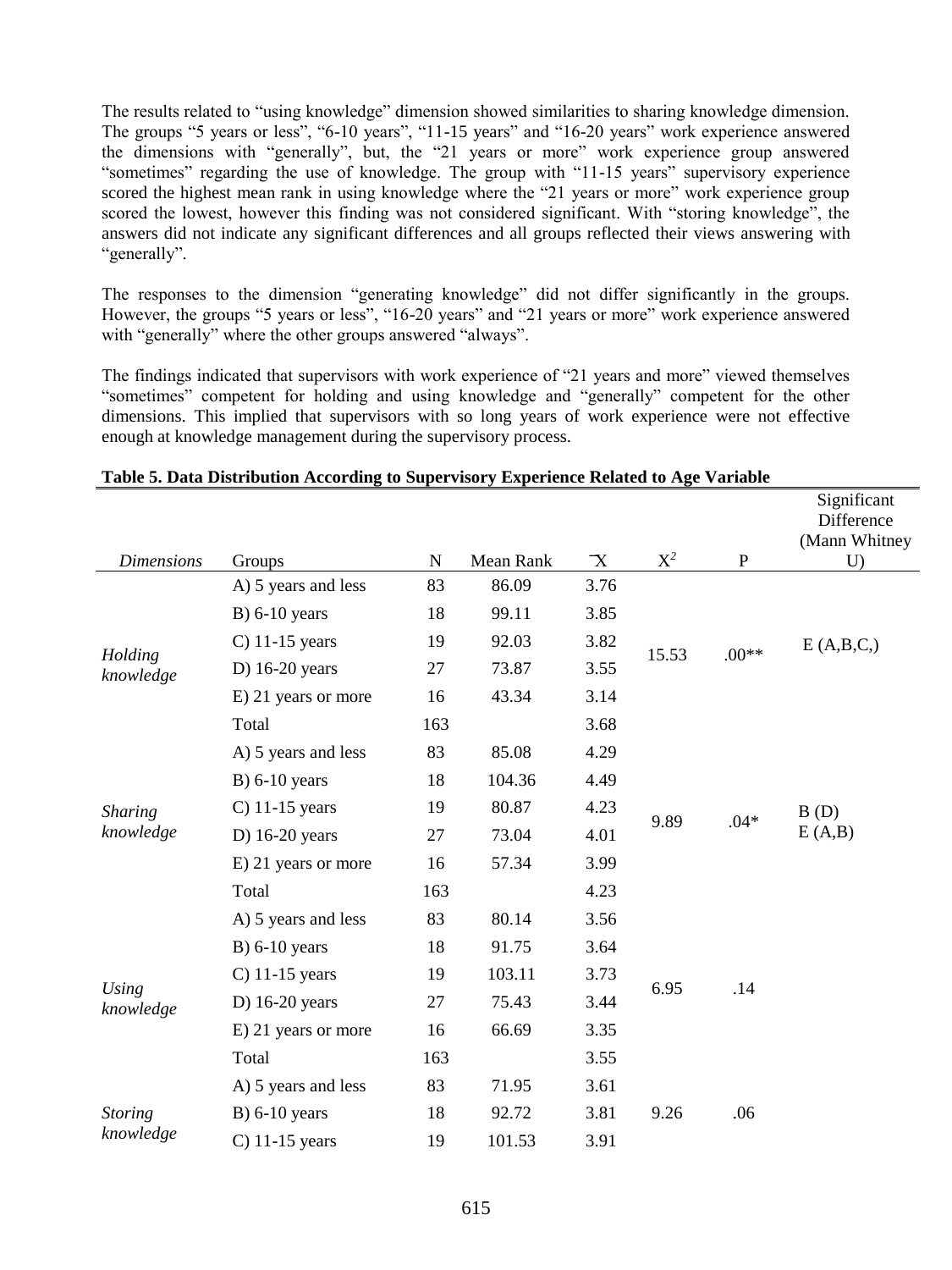The results related to "using knowledge" dimension showed similarities to sharing knowledge dimension. The groups "5 years or less", "6-10 years", "11-15 years" and "16-20 years" work experience answered the dimensions with "generally", but, the "21 years or more" work experience group answered "sometimes" regarding the use of knowledge. The group with "11-15 years" supervisory experience scored the highest mean rank in using knowledge where the "21 years or more" work experience group scored the lowest, however this finding was not considered significant. With "storing knowledge", the answers did not indicate any significant differences and all groups reflected their views answering with "generally".

The responses to the dimension "generating knowledge" did not differ significantly in the groups. However, the groups "5 years or less", "16-20 years" and "21 years or more" work experience answered with "generally" where the other groups answered "always".

The findings indicated that supervisors with work experience of "21 years and more" viewed themselves "sometimes" competent for holding and using knowledge and "generally" competent for the other dimensions. This implied that supervisors with so long years of work experience were not effective enough at knowledge management during the supervisory process.

**Table 5. Data Distribution According to Supervisory Experience Related to Age Variable**

| *Dimensions* | Groups | N | Mean Rank | $\bar{X}$ | $X^2$ | P | Significant Difference (Mann Whitney U) |
|---|---|---|---|---|---|---|---|
| *Holding knowledge* | A) 5 years and less | 83 | 86.09 | 3.76 | 15.53 | .00** | E (A,B,C,) |
| | B) 6-10 years | 18 | 99.11 | 3.85 | | | |
| | C) 11-15 years | 19 | 92.03 | 3.82 | | | |
| | D) 16-20 years | 27 | 73.87 | 3.55 | | | |
| | E) 21 years or more | 16 | 43.34 | 3.14 | | | |
| | Total | 163 | | 3.68 | | | |
| *Sharing knowledge* | A) 5 years and less | 83 | 85.08 | 4.29 | 9.89 | .04* | B (D) E (A,B) |
| | B) 6-10 years | 18 | 104.36 | 4.49 | | | |
| | C) 11-15 years | 19 | 80.87 | 4.23 | | | |
| | D) 16-20 years | 27 | 73.04 | 4.01 | | | |
| | E) 21 years or more | 16 | 57.34 | 3.99 | | | |
| | Total | 163 | | 4.23 | | | |
| *Using knowledge* | A) 5 years and less | 83 | 80.14 | 3.56 | 6.95 | .14 | |
| | B) 6-10 years | 18 | 91.75 | 3.64 | | | |
| | C) 11-15 years | 19 | 103.11 | 3.73 | | | |
| | D) 16-20 years | 27 | 75.43 | 3.44 | | | |
| | E) 21 years or more | 16 | 66.69 | 3.35 | | | |
| | Total | 163 | | 3.55 | | | |
| *Storing knowledge* | A) 5 years and less | 83 | 71.95 | 3.61 | 9.26 | .06 | |
| | B) 6-10 years | 18 | 92.72 | 3.81 | | | |
| | C) 11-15 years | 19 | 101.53 | 3.91 | | | |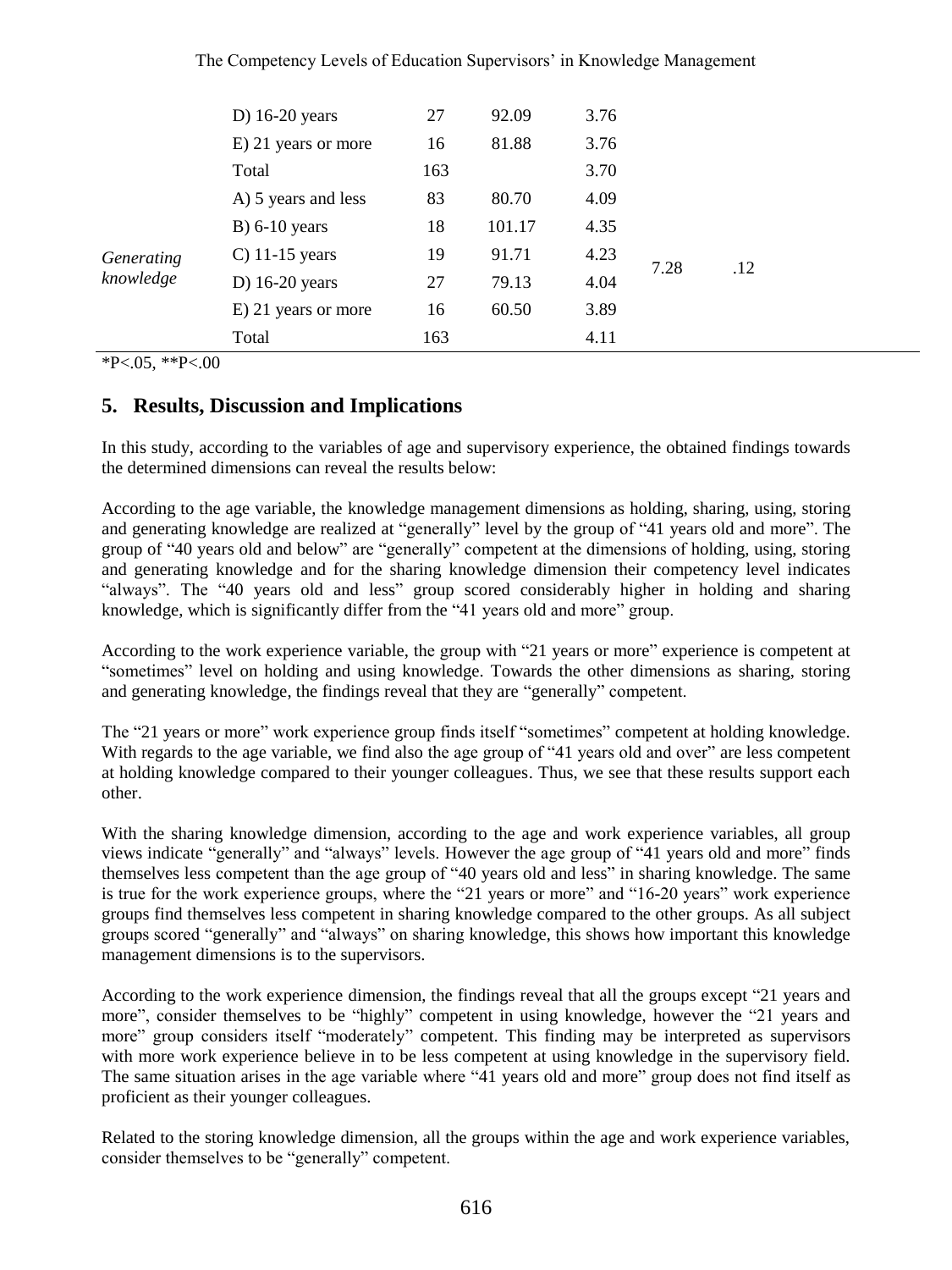| | | | | | | |
|---|---|---|---|---|---|---|
| | D) 16-20 years | 27 | 92.09 | 3.76 | | |
| | E) 21 years or more | 16 | 81.88 | 3.76 | | |
| | Total | 163 | | 3.70 | | |
| *Generating knowledge* | A) 5 years and less | 83 | 80.70 | 4.09 | 7.28 | .12 |
| | B) 6-10 years | 18 | 101.17 | 4.35 | | |
| | C) 11-15 years | 19 | 91.71 | 4.23 | | |
| | D) 16-20 years | 27 | 79.13 | 4.04 | | |
| | E) 21 years or more | 16 | 60.50 | 3.89 | | |
| | Total | 163 | | 4.11 | | |

*P<.05, **P<.00

## 5. Results, Discussion and Implications

In this study, according to the variables of age and supervisory experience, the obtained findings towards the determined dimensions can reveal the results below:

According to the age variable, the knowledge management dimensions as holding, sharing, using, storing and generating knowledge are realized at "generally" level by the group of "41 years old and more". The group of "40 years old and below" are "generally" competent at the dimensions of holding, using, storing and generating knowledge and for the sharing knowledge dimension their competency level indicates "always". The "40 years old and less" group scored considerably higher in holding and sharing knowledge, which is significantly differ from the "41 years old and more" group.

According to the work experience variable, the group with "21 years or more" experience is competent at "sometimes" level on holding and using knowledge. Towards the other dimensions as sharing, storing and generating knowledge, the findings reveal that they are "generally" competent.

The "21 years or more" work experience group finds itself "sometimes" competent at holding knowledge. With regards to the age variable, we find also the age group of "41 years old and over" are less competent at holding knowledge compared to their younger colleagues. Thus, we see that these results support each other.

With the sharing knowledge dimension, according to the age and work experience variables, all group views indicate "generally" and "always" levels. However the age group of "41 years old and more" finds themselves less competent than the age group of "40 years old and less" in sharing knowledge. The same is true for the work experience groups, where the "21 years or more" and "16-20 years" work experience groups find themselves less competent in sharing knowledge compared to the other groups. As all subject groups scored "generally" and "always" on sharing knowledge, this shows how important this knowledge management dimensions is to the supervisors.

According to the work experience dimension, the findings reveal that all the groups except "21 years and more", consider themselves to be "highly" competent in using knowledge, however the "21 years and more" group considers itself "moderately" competent. This finding may be interpreted as supervisors with more work experience believe in to be less competent at using knowledge in the supervisory field. The same situation arises in the age variable where "41 years old and more" group does not find itself as proficient as their younger colleagues.

Related to the storing knowledge dimension, all the groups within the age and work experience variables, consider themselves to be "generally" competent.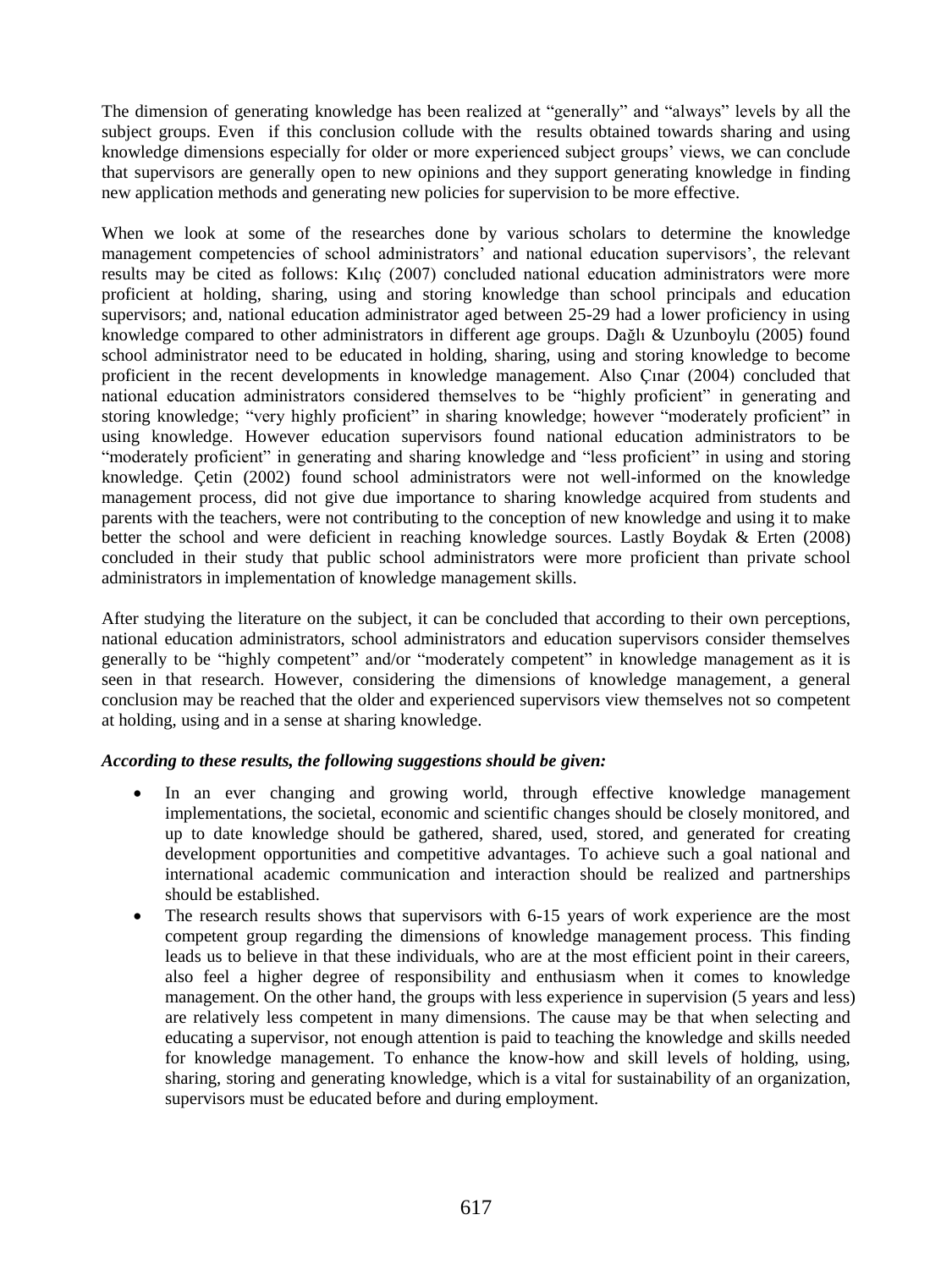The dimension of generating knowledge has been realized at "generally" and "always" levels by all the subject groups. Even if this conclusion collude with the results obtained towards sharing and using knowledge dimensions especially for older or more experienced subject groups' views, we can conclude that supervisors are generally open to new opinions and they support generating knowledge in finding new application methods and generating new policies for supervision to be more effective.

When we look at some of the researches done by various scholars to determine the knowledge management competencies of school administrators' and national education supervisors', the relevant results may be cited as follows: Kılıç (2007) concluded national education administrators were more proficient at holding, sharing, using and storing knowledge than school principals and education supervisors; and, national education administrator aged between 25-29 had a lower proficiency in using knowledge compared to other administrators in different age groups. Dağlı & Uzunboylu (2005) found school administrator need to be educated in holding, sharing, using and storing knowledge to become proficient in the recent developments in knowledge management. Also Çınar (2004) concluded that national education administrators considered themselves to be "highly proficient" in generating and storing knowledge; "very highly proficient" in sharing knowledge; however "moderately proficient" in using knowledge. However education supervisors found national education administrators to be "moderately proficient" in generating and sharing knowledge and "less proficient" in using and storing knowledge. Çetin (2002) found school administrators were not well-informed on the knowledge management process, did not give due importance to sharing knowledge acquired from students and parents with the teachers, were not contributing to the conception of new knowledge and using it to make better the school and were deficient in reaching knowledge sources. Lastly Boydak & Erten (2008) concluded in their study that public school administrators were more proficient than private school administrators in implementation of knowledge management skills.

After studying the literature on the subject, it can be concluded that according to their own perceptions, national education administrators, school administrators and education supervisors consider themselves generally to be "highly competent" and/or "moderately competent" in knowledge management as it is seen in that research. However, considering the dimensions of knowledge management, a general conclusion may be reached that the older and experienced supervisors view themselves not so competent at holding, using and in a sense at sharing knowledge.

***According to these results, the following suggestions should be given:***

- In an ever changing and growing world, through effective knowledge management implementations, the societal, economic and scientific changes should be closely monitored, and up to date knowledge should be gathered, shared, used, stored, and generated for creating development opportunities and competitive advantages. To achieve such a goal national and international academic communication and interaction should be realized and partnerships should be established.
- The research results shows that supervisors with 6-15 years of work experience are the most competent group regarding the dimensions of knowledge management process. This finding leads us to believe in that these individuals, who are at the most efficient point in their careers, also feel a higher degree of responsibility and enthusiasm when it comes to knowledge management. On the other hand, the groups with less experience in supervision (5 years and less) are relatively less competent in many dimensions. The cause may be that when selecting and educating a supervisor, not enough attention is paid to teaching the knowledge and skills needed for knowledge management. To enhance the know-how and skill levels of holding, using, sharing, storing and generating knowledge, which is a vital for sustainability of an organization, supervisors must be educated before and during employment.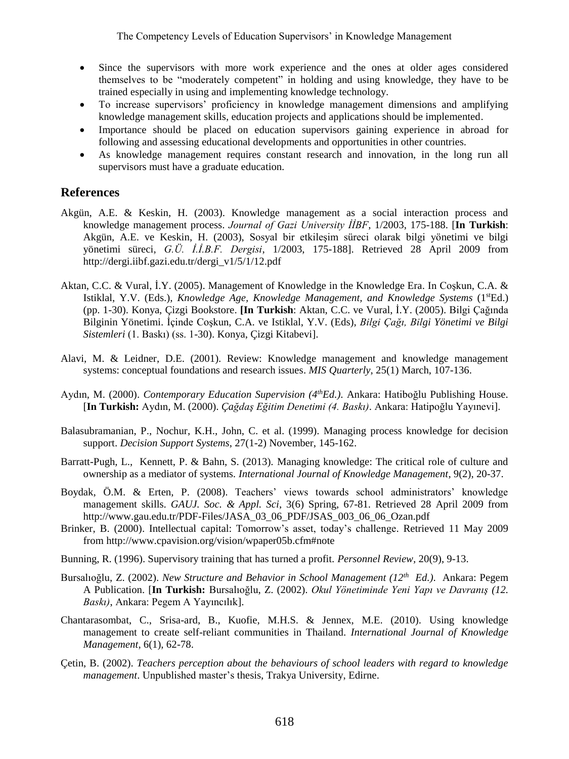- Since the supervisors with more work experience and the ones at older ages considered themselves to be "moderately competent" in holding and using knowledge, they have to be trained especially in using and implementing knowledge technology.
- To increase supervisors' proficiency in knowledge management dimensions and amplifying knowledge management skills, education projects and applications should be implemented.
- Importance should be placed on education supervisors gaining experience in abroad for following and assessing educational developments and opportunities in other countries.
- As knowledge management requires constant research and innovation, in the long run all supervisors must have a graduate education.

## References

Akgün, A.E. & Keskin, H. (2003). Knowledge management as a social interaction process and knowledge management process. *Journal of Gazi University İİBF*, 1/2003, 175-188. [**In Turkish**: Akgün, A.E. ve Keskin, H. (2003), Sosyal bir etkileşim süreci olarak bilgi yönetimi ve bilgi yönetimi süreci, *G.Ü. İ.İ.B.F. Dergisi*, 1/2003, 175-188]. Retrieved 28 April 2009 from http://dergi.iibf.gazi.edu.tr/dergi_v1/5/1/12.pdf

Aktan, C.C. & Vural, İ.Y. (2005). Management of Knowledge in the Knowledge Era. In Coşkun, C.A. & Istiklal, Y.V. (Eds.), *Knowledge Age, Knowledge Management, and Knowledge Systems* (1stEd.) (pp. 1-30). Konya, Çizgi Bookstore. **[In Turkish**: Aktan, C.C. ve Vural, İ.Y. (2005). Bilgi Çağında Bilginin Yönetimi. İçinde Coşkun, C.A. ve Istiklal, Y.V. (Eds), *Bilgi Çağı, Bilgi Yönetimi ve Bilgi Sistemleri* (1. Baskı) (ss. 1-30). Konya, Çizgi Kitabevi].

Alavi, M. & Leidner, D.E. (2001). Review: Knowledge management and knowledge management systems: conceptual foundations and research issues. *MIS Quarterly*, 25(1) March, 107-136.

Aydın, M. (2000). *Contemporary Education Supervision (4thEd.)*. Ankara: Hatiboğlu Publishing House. [**In Turkish:** Aydın, M. (2000). *Çağdaş Eğitim Denetimi (4. Baskı)*. Ankara: Hatipoğlu Yayınevi].

Balasubramanian, P., Nochur, K.H., John, C. et al. (1999). Managing process knowledge for decision support. *Decision Support Systems*, 27(1-2) November, 145-162.

Barratt-Pugh, L., Kennett, P. & Bahn, S. (2013). Managing knowledge: The critical role of culture and ownership as a mediator of systems. *International Journal of Knowledge Management*, 9(2), 20-37.

Boydak, Ö.M. & Erten, P. (2008). Teachers' views towards school administrators' knowledge management skills. *GAUJ. Soc. & Appl. Sci*, 3(6) Spring, 67-81. Retrieved 28 April 2009 from http://www.gau.edu.tr/PDF-Files/JASA_03_06_PDF/JSAS_003_06_06_Ozan.pdf

Brinker, B. (2000). Intellectual capital: Tomorrow's asset, today's challenge. Retrieved 11 May 2009 from http://www.cpavision.org/vision/wpaper05b.cfm#note

Bunning, R. (1996). Supervisory training that has turned a profit. *Personnel Review*, 20(9), 9-13.

Bursalıoğlu, Z. (2002). *New Structure and Behavior in School Management (12th Ed.)*. Ankara: Pegem A Publication. [**In Turkish:** Bursalıoğlu, Z. (2002). *Okul Yönetiminde Yeni Yapı ve Davranış (12. Baskı)*, Ankara: Pegem A Yayıncılık].

Chantarasombat, C., Srisa-ard, B., Kuofie, M.H.S. & Jennex, M.E. (2010). Using knowledge management to create self-reliant communities in Thailand. *International Journal of Knowledge Management*, 6(1), 62-78.

Çetin, B. (2002). *Teachers perception about the behaviours of school leaders with regard to knowledge management*. Unpublished master's thesis, Trakya University, Edirne.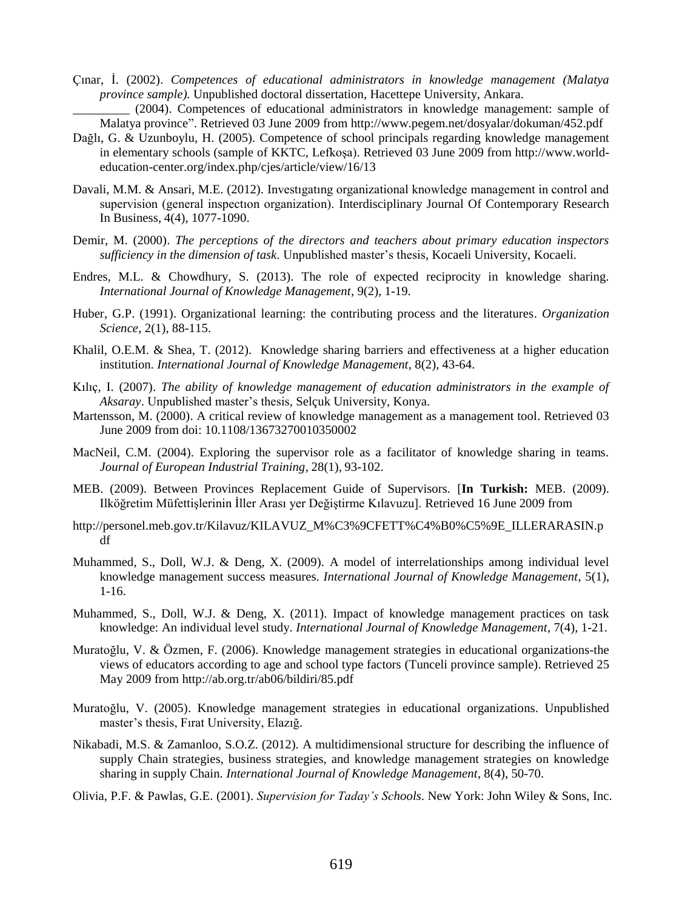Çınar, İ. (2002). *Competences of educational administrators in knowledge management (Malatya province sample).* Unpublished doctoral dissertation, Hacettepe University, Ankara.

_________ (2004). Competences of educational administrators in knowledge management: sample of Malatya province". Retrieved 03 June 2009 from http://www.pegem.net/dosyalar/dokuman/452.pdf

Dağlı, G. & Uzunboylu, H. (2005). Competence of school principals regarding knowledge management in elementary schools (sample of KKTC, Lefkoşa). Retrieved 03 June 2009 from http://www.world-education-center.org/index.php/cjes/article/view/16/13

Davali, M.M. & Ansari, M.E. (2012). Investıgatıng organizational knowledge management in control and supervision (general inspectıon organization). Interdisciplinary Journal Of Contemporary Research In Business, 4(4), 1077-1090.

Demir, M. (2000). *The perceptions of the directors and teachers about primary education inspectors sufficiency in the dimension of task*. Unpublished master's thesis, Kocaeli University, Kocaeli.

Endres, M.L. & Chowdhury, S. (2013). The role of expected reciprocity in knowledge sharing. *International Journal of Knowledge Management*, 9(2), 1-19.

Huber, G.P. (1991). Organizational learning: the contributing process and the literatures. *Organization Science*, 2(1), 88-115.

Khalil, O.E.M. & Shea, T. (2012). Knowledge sharing barriers and effectiveness at a higher education institution. *International Journal of Knowledge Management*, 8(2), 43-64.

Kılıç, I. (2007). *The ability of knowledge management of education administrators in the example of Aksaray*. Unpublished master's thesis, Selçuk University, Konya.

Martensson, M. (2000). A critical review of knowledge management as a management tool. Retrieved 03 June 2009 from doi: 10.1108/13673270010350002

MacNeil, C.M. (2004). Exploring the supervisor role as a facilitator of knowledge sharing in teams. *Journal of European Industrial Training*, 28(1), 93-102.

MEB. (2009). Between Provinces Replacement Guide of Supervisors. [**In Turkish:** MEB. (2009). Ilköğretim Müfettişlerinin İller Arası yer Değiştirme Kılavuzu]. Retrieved 16 June 2009 from

http://personel.meb.gov.tr/Kilavuz/KILAVUZ_M%C3%9CFETT%C4%B0%C5%9E_ILLERARASIN.pdf

Muhammed, S., Doll, W.J. & Deng, X. (2009). A model of interrelationships among individual level knowledge management success measures. *International Journal of Knowledge Management*, 5(1), 1-16.

Muhammed, S., Doll, W.J. & Deng, X. (2011). Impact of knowledge management practices on task knowledge: An individual level study. *International Journal of Knowledge Management*, 7(4), 1-21.

Muratoğlu, V. & Özmen, F. (2006). Knowledge management strategies in educational organizations-the views of educators according to age and school type factors (Tunceli province sample). Retrieved 25 May 2009 from http://ab.org.tr/ab06/bildiri/85.pdf

Muratoğlu, V. (2005). Knowledge management strategies in educational organizations. Unpublished master's thesis, Fırat University, Elazığ.

Nikabadi, M.S. & Zamanloo, S.O.Z. (2012). A multidimensional structure for describing the influence of supply Chain strategies, business strategies, and knowledge management strategies on knowledge sharing in supply Chain. *International Journal of Knowledge Management*, 8(4), 50-70.

Olivia, P.F. & Pawlas, G.E. (2001). *Supervision for Taday's Schools*. New York: John Wiley & Sons, Inc.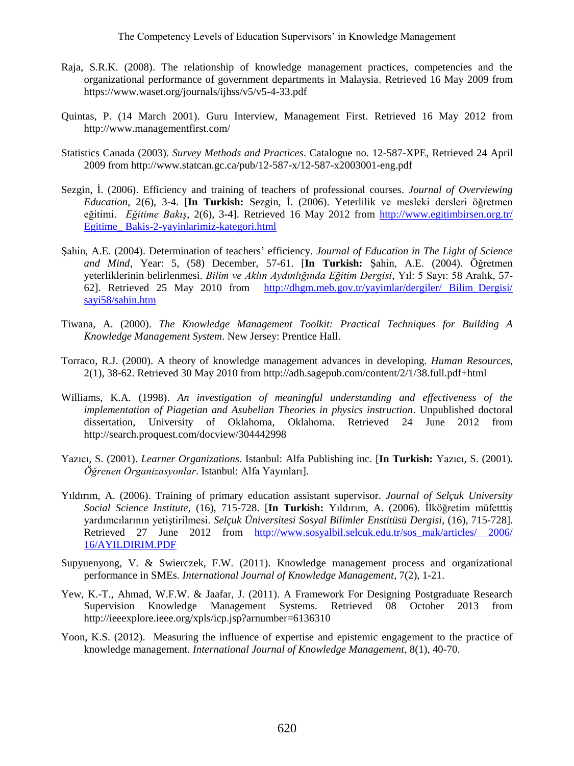Raja, S.R.K. (2008). The relationship of knowledge management practices, competencies and the organizational performance of government departments in Malaysia. Retrieved 16 May 2009 from https://www.waset.org/journals/ijhss/v5/v5-4-33.pdf

Quintas, P. (14 March 2001). Guru Interview, Management First. Retrieved 16 May 2012 from http://www.managementfirst.com/

Statistics Canada (2003). *Survey Methods and Practices*. Catalogue no. 12-587-XPE, Retrieved 24 April 2009 from http://www.statcan.gc.ca/pub/12-587-x/12-587-x2003001-eng.pdf

Sezgin, İ. (2006). Efficiency and training of teachers of professional courses. *Journal of Overviewing Education*, 2(6), 3-4. [**In Turkish:** Sezgin, İ. (2006). Yeterlilik ve mesleki dersleri öğretmen eğitimi. *Eğitime Bakış*, 2(6), 3-4]. Retrieved 16 May 2012 from http://www.egitimbirsen.org.tr/Egitime_ Bakis-2-yayinlarimiz-kategori.html

Şahin, A.E. (2004). Determination of teachers' efficiency. *Journal of Education in The Light of Science and Mind*, Year: 5, (58) December, 57-61. [**In Turkish:** Şahin, A.E. (2004). Öğretmen yeterliklerinin belirlenmesi. *Bilim ve Aklın Aydınlığında Eğitim Dergisi*, Yıl: 5 Sayı: 58 Aralık, 57-62]. Retrieved 25 May 2010 from http://dhgm.meb.gov.tr/yayimlar/dergiler/ Bilim_Dergisi/ sayi58/sahin.htm

Tiwana, A. (2000). *The Knowledge Management Toolkit: Practical Techniques for Building A Knowledge Management System*. New Jersey: Prentice Hall.

Torraco, R.J. (2000). A theory of knowledge management advances in developing. *Human Resources*, 2(1), 38-62. Retrieved 30 May 2010 from http://adh.sagepub.com/content/2/1/38.full.pdf+html

Williams, K.A. (1998). *An investigation of meaningful understanding and effectiveness of the implementation of Piagetian and Asubelian Theories in physics instruction*. Unpublished doctoral dissertation, University of Oklahoma, Oklahoma. Retrieved 24 June 2012 from http://search.proquest.com/docview/304442998

Yazıcı, S. (2001). *Learner Organizations*. Istanbul: Alfa Publishing inc. [**In Turkish:** Yazıcı, S. (2001). *Öğrenen Organizasyonlar*. Istanbul: Alfa Yayınları].

Yıldırım, A. (2006). Training of primary education assistant supervisor. *Journal of Selçuk University Social Science Institute*, (16), 715-728. [**In Turkish:** Yıldırım, A. (2006). İlköğretim müfetttiş yardımcılarının yetiştirilmesi. *Selçuk Üniversitesi Sosyal Bilimler Enstitüsü Dergisi*, (16), 715-728]. Retrieved 27 June 2012 from http://www.sosyalbil.selcuk.edu.tr/sos_mak/articles/ 2006/ 16/AYILDIRIM.PDF

Supyuenyong, V. & Swierczek, F.W. (2011). Knowledge management process and organizational performance in SMEs. *International Journal of Knowledge Management*, 7(2), 1-21.

Yew, K.-T., Ahmad, W.F.W. & Jaafar, J. (2011). A Framework For Designing Postgraduate Research Supervision Knowledge Management Systems. Retrieved 08 October 2013 from http://ieeexplore.ieee.org/xpls/icp.jsp?arnumber=6136310

Yoon, K.S. (2012). Measuring the influence of expertise and epistemic engagement to the practice of knowledge management. *International Journal of Knowledge Management*, 8(1), 40-70.